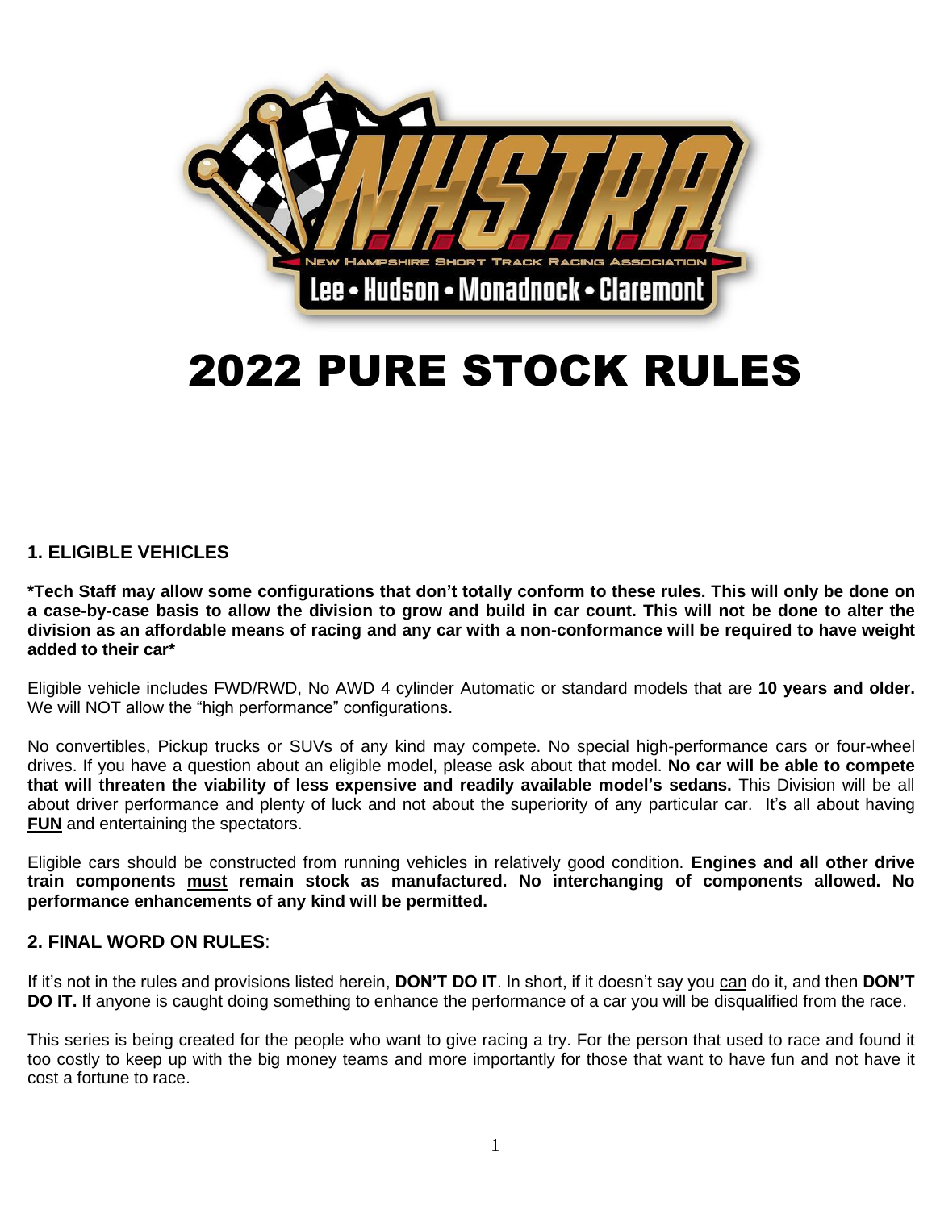# 2022 PURE STOCK RULES

## 1. ELIGIBLE VEHICLES

**\*Tech Staff may allow some configurations that don't totally conform to these rules. This will only be done on a case-by-case basis to allow the division to grow and build in car count. This will not be done to alter the division as an affordable means of racing and any car with a non-conformance will be required to have weight added to their car\***

Eligible vehicle includes FWD/RWD, No AWD 4 cylinder Automatic or standard models that are **10 years and older.** We will NOT allow the "high performance" configurations.

No convertibles, Pickup trucks or SUVs of any kind may compete. No special high-performance cars or four-wheel drives. If you have a question about an eligible model, please ask about that model. **No car will be able to compete that will threaten the viability of less expensive and readily available model's sedans.** This Division will be all about driver performance and plenty of luck and not about the superiority of any particular car. It's all about having **FUN** and entertaining the spectators.

Eligible cars should be constructed from running vehicles in relatively good condition. **Engines and all other drive train components must remain stock as manufactured. No interchanging of components allowed. No performance enhancements of any kind will be permitted.**

## 2. FINAL WORD ON RULES:

If it's not in the rules and provisions listed herein, **DON'T DO IT**. In short, if it doesn't say you can do it, and then **DON'T DO IT.** If anyone is caught doing something to enhance the performance of a car you will be disqualified from the race.

This series is being created for the people who want to give racing a try. For the person that used to race and found it too costly to keep up with the big money teams and more importantly for those that want to have fun and not have it cost a fortune to race.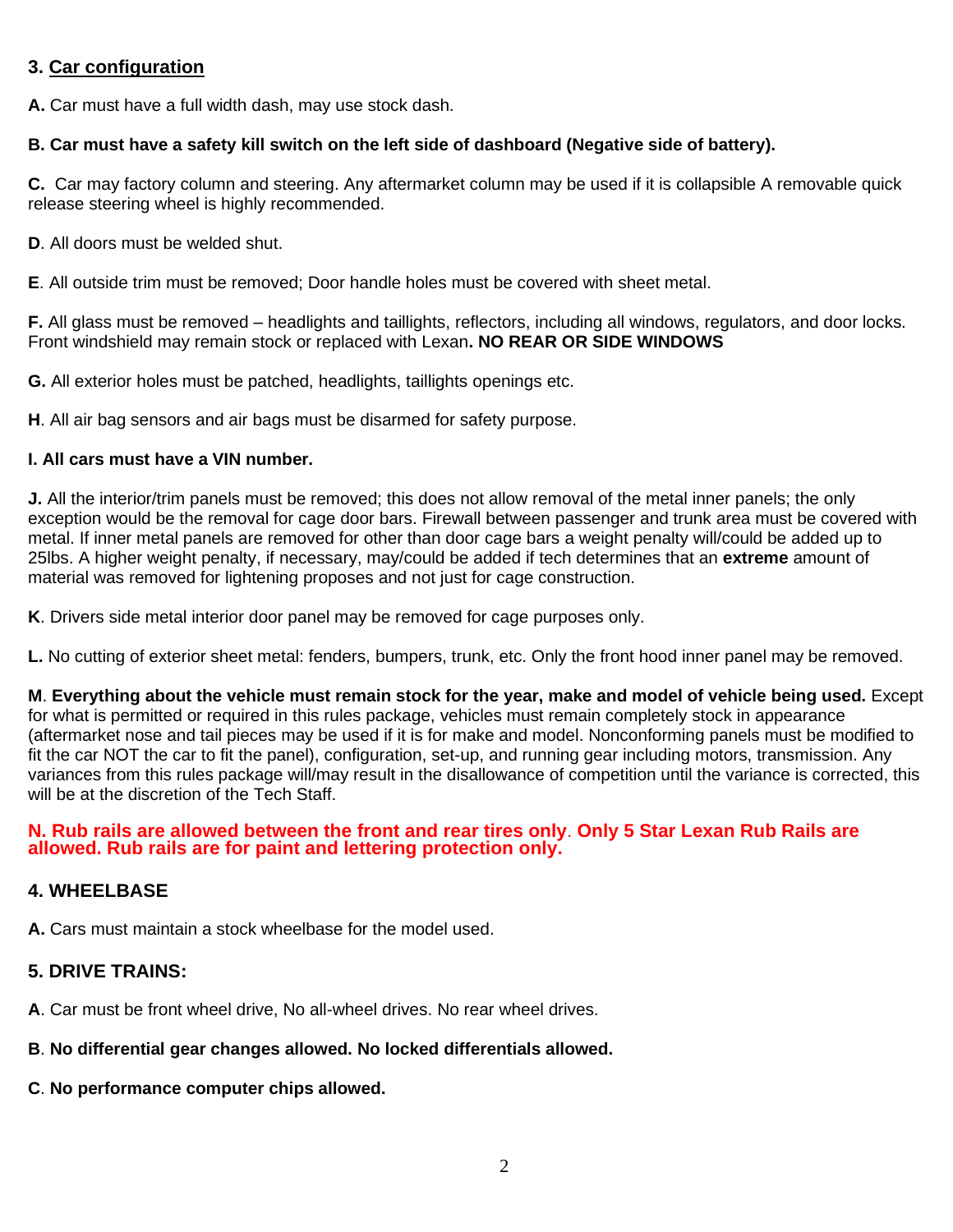## 3. Car configuration

**A.** Car must have a full width dash, may use stock dash.

**B. Car must have a safety kill switch on the left side of dashboard (Negative side of battery).**

**C.** Car may factory column and steering. Any aftermarket column may be used if it is collapsible A removable quick release steering wheel is highly recommended.

**D**. All doors must be welded shut.

**E**. All outside trim must be removed; Door handle holes must be covered with sheet metal.

**F.** All glass must be removed – headlights and taillights, reflectors, including all windows, regulators, and door locks. Front windshield may remain stock or replaced with Lexan**. NO REAR OR SIDE WINDOWS**

**G.** All exterior holes must be patched, headlights, taillights openings etc.

**H**. All air bag sensors and air bags must be disarmed for safety purpose.

**I. All cars must have a VIN number.**

**J.** All the interior/trim panels must be removed; this does not allow removal of the metal inner panels; the only exception would be the removal for cage door bars. Firewall between passenger and trunk area must be covered with metal. If inner metal panels are removed for other than door cage bars a weight penalty will/could be added up to 25lbs. A higher weight penalty, if necessary, may/could be added if tech determines that an **extreme** amount of material was removed for lightening proposes and not just for cage construction.

**K**. Drivers side metal interior door panel may be removed for cage purposes only.

**L.** No cutting of exterior sheet metal: fenders, bumpers, trunk, etc. Only the front hood inner panel may be removed.

**M**. **Everything about the vehicle must remain stock for the year, make and model of vehicle being used.** Except for what is permitted or required in this rules package, vehicles must remain completely stock in appearance (aftermarket nose and tail pieces may be used if it is for make and model. Nonconforming panels must be modified to fit the car NOT the car to fit the panel), configuration, set-up, and running gear including motors, transmission. Any variances from this rules package will/may result in the disallowance of competition until the variance is corrected, this will be at the discretion of the Tech Staff.

**N. Rub rails are allowed between the front and rear tires only**. **Only 5 Star Lexan Rub Rails are allowed. Rub rails are for paint and lettering protection only.**

## 4. WHEELBASE

**A.** Cars must maintain a stock wheelbase for the model used.

## 5. DRIVE TRAINS:

**A**. Car must be front wheel drive, No all-wheel drives. No rear wheel drives.

**B**. **No differential gear changes allowed. No locked differentials allowed.**

**C**. **No performance computer chips allowed.**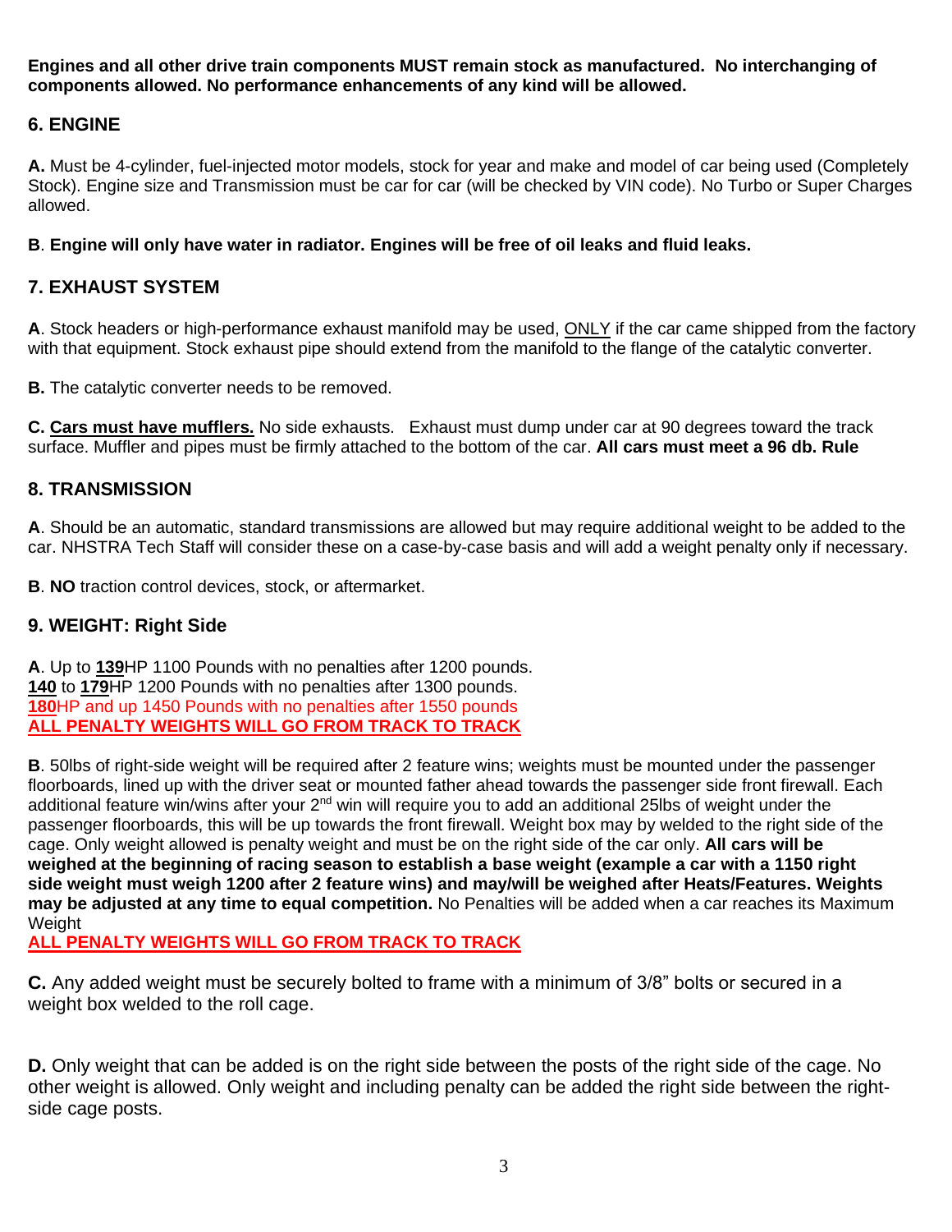**Engines and all other drive train components MUST remain stock as manufactured. No interchanging of components allowed. No performance enhancements of any kind will be allowed.**

## 6. ENGINE

**A.** Must be 4-cylinder, fuel-injected motor models, stock for year and make and model of car being used (Completely Stock). Engine size and Transmission must be car for car (will be checked by VIN code). No Turbo or Super Charges allowed.

**B**. **Engine will only have water in radiator. Engines will be free of oil leaks and fluid leaks.**

## 7. EXHAUST SYSTEM

**A**. Stock headers or high-performance exhaust manifold may be used, ONLY if the car came shipped from the factory with that equipment. Stock exhaust pipe should extend from the manifold to the flange of the catalytic converter.

**B.** The catalytic converter needs to be removed.

**C.** **Cars must have mufflers.** No side exhausts. Exhaust must dump under car at 90 degrees toward the track surface. Muffler and pipes must be firmly attached to the bottom of the car. **All cars must meet a 96 db. Rule**

## 8. TRANSMISSION

**A**. Should be an automatic, standard transmissions are allowed but may require additional weight to be added to the car. NHSTRA Tech Staff will consider these on a case-by-case basis and will add a weight penalty only if necessary.

**B**. **NO** traction control devices, stock, or aftermarket.

## 9. WEIGHT: Right Side

**A**. Up to **139**HP 1100 Pounds with no penalties after 1200 pounds.
**140** to **179**HP 1200 Pounds with no penalties after 1300 pounds.
**180**HP and up 1450 Pounds with no penalties after 1550 pounds
**ALL PENALTY WEIGHTS WILL GO FROM TRACK TO TRACK**

**B**. 50lbs of right-side weight will be required after 2 feature wins; weights must be mounted under the passenger floorboards, lined up with the driver seat or mounted father ahead towards the passenger side front firewall. Each additional feature win/wins after your 2nd win will require you to add an additional 25lbs of weight under the passenger floorboards, this will be up towards the front firewall. Weight box may by welded to the right side of the cage. Only weight allowed is penalty weight and must be on the right side of the car only. **All cars will be weighed at the beginning of racing season to establish a base weight (example a car with a 1150 right side weight must weigh 1200 after 2 feature wins) and may/will be weighed after Heats/Features. Weights may be adjusted at any time to equal competition.** No Penalties will be added when a car reaches its Maximum Weight
**ALL PENALTY WEIGHTS WILL GO FROM TRACK TO TRACK**

**C.** Any added weight must be securely bolted to frame with a minimum of 3/8" bolts or secured in a weight box welded to the roll cage.

**D.** Only weight that can be added is on the right side between the posts of the right side of the cage. No other weight is allowed. Only weight and including penalty can be added the right side between the right-side cage posts.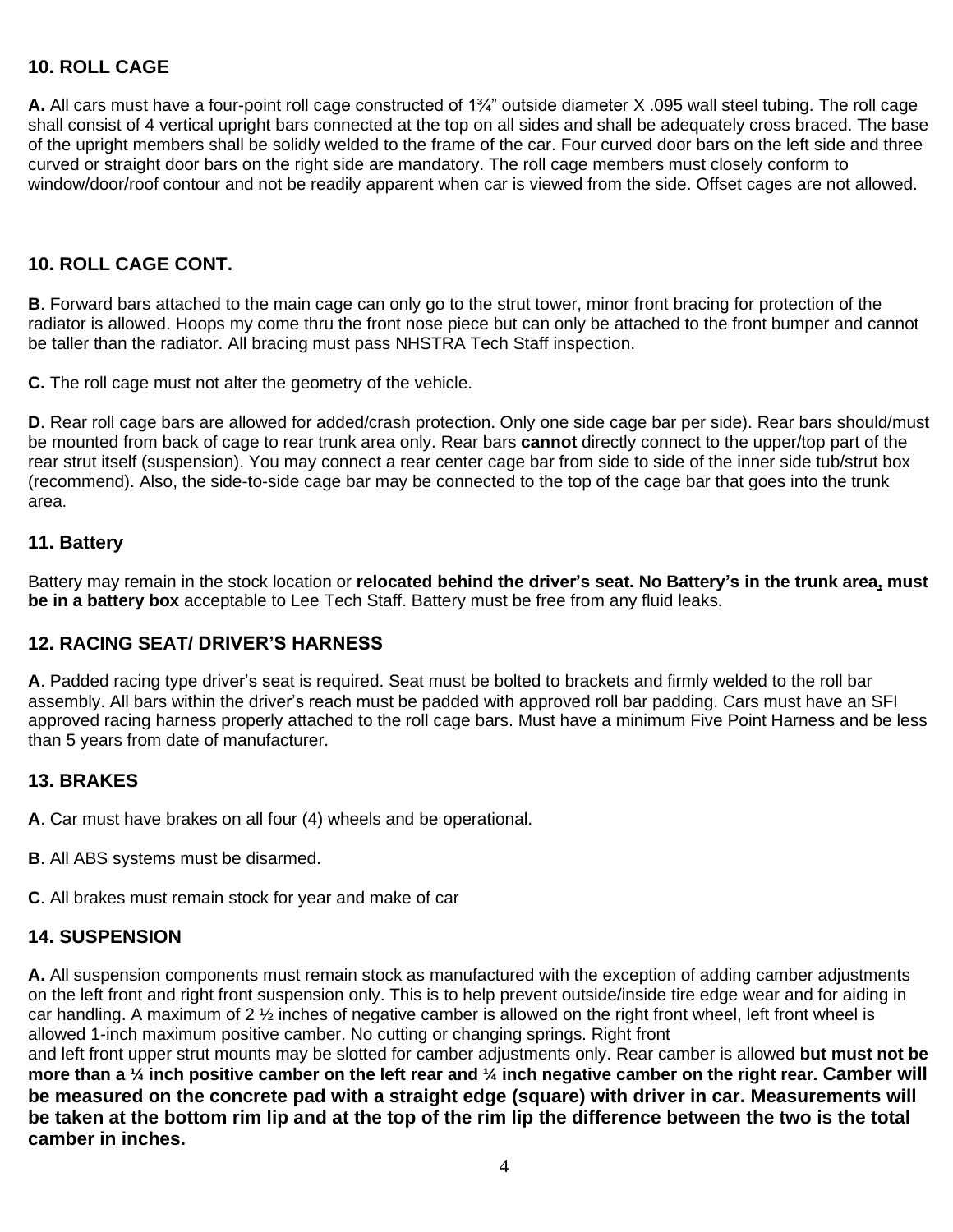## 10. ROLL CAGE

**A.** All cars must have a four-point roll cage constructed of 1¾" outside diameter X .095 wall steel tubing. The roll cage shall consist of 4 vertical upright bars connected at the top on all sides and shall be adequately cross braced. The base of the upright members shall be solidly welded to the frame of the car. Four curved door bars on the left side and three curved or straight door bars on the right side are mandatory. The roll cage members must closely conform to window/door/roof contour and not be readily apparent when car is viewed from the side. Offset cages are not allowed.

## 10. ROLL CAGE CONT.

**B**. Forward bars attached to the main cage can only go to the strut tower, minor front bracing for protection of the radiator is allowed. Hoops my come thru the front nose piece but can only be attached to the front bumper and cannot be taller than the radiator. All bracing must pass NHSTRA Tech Staff inspection.

**C.** The roll cage must not alter the geometry of the vehicle.

**D**. Rear roll cage bars are allowed for added/crash protection. Only one side cage bar per side). Rear bars should/must be mounted from back of cage to rear trunk area only. Rear bars **cannot** directly connect to the upper/top part of the rear strut itself (suspension). You may connect a rear center cage bar from side to side of the inner side tub/strut box (recommend). Also, the side-to-side cage bar may be connected to the top of the cage bar that goes into the trunk area.

## 11. Battery

Battery may remain in the stock location or **relocated behind the driver's seat. No Battery's in the trunk area, must be in a battery box** acceptable to Lee Tech Staff. Battery must be free from any fluid leaks.

## 12. RACING SEAT/ DRIVER'S HARNESS

**A**. Padded racing type driver's seat is required. Seat must be bolted to brackets and firmly welded to the roll bar assembly. All bars within the driver's reach must be padded with approved roll bar padding. Cars must have an SFI approved racing harness properly attached to the roll cage bars. Must have a minimum Five Point Harness and be less than 5 years from date of manufacturer.

## 13. BRAKES

**A**. Car must have brakes on all four (4) wheels and be operational.

**B**. All ABS systems must be disarmed.

**C**. All brakes must remain stock for year and make of car

## 14. SUSPENSION

**A.** All suspension components must remain stock as manufactured with the exception of adding camber adjustments on the left front and right front suspension only. This is to help prevent outside/inside tire edge wear and for aiding in car handling. A maximum of 2 ½ inches of negative camber is allowed on the right front wheel, left front wheel is allowed 1-inch maximum positive camber. No cutting or changing springs. Right front and left front upper strut mounts may be slotted for camber adjustments only. Rear camber is allowed **but must not be more than a ¼ inch positive camber on the left rear and ¼ inch negative camber on the right rear. Camber will be measured on the concrete pad with a straight edge (square) with driver in car. Measurements will be taken at the bottom rim lip and at the top of the rim lip the difference between the two is the total camber in inches.**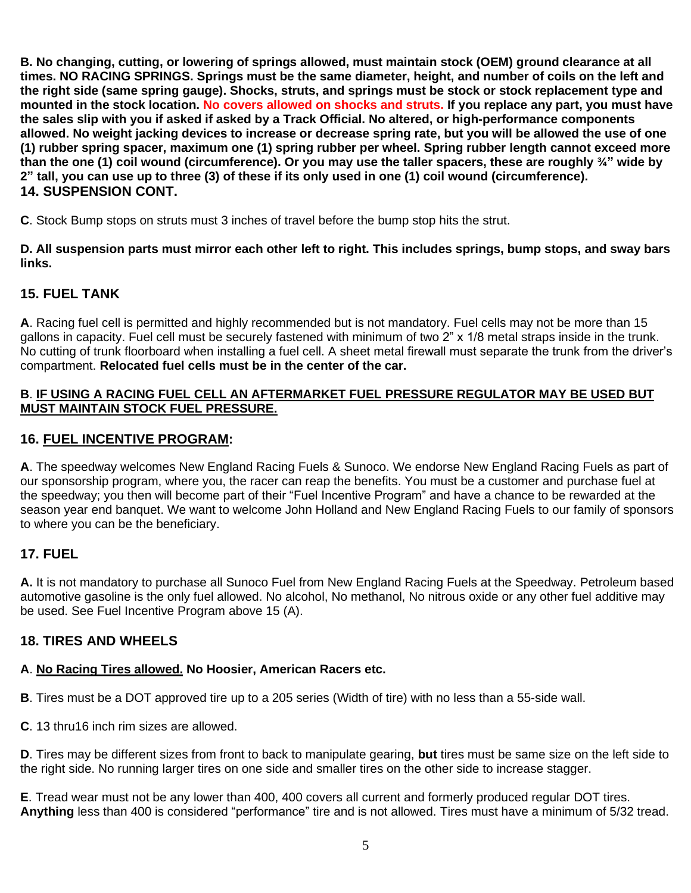**B. No changing, cutting, or lowering of springs allowed, must maintain stock (OEM) ground clearance at all times. NO RACING SPRINGS. Springs must be the same diameter, height, and number of coils on the left and the right side (same spring gauge). Shocks, struts, and springs must be stock or stock replacement type and mounted in the stock location. No covers allowed on shocks and struts. If you replace any part, you must have the sales slip with you if asked if asked by a Track Official. No altered, or high-performance components allowed. No weight jacking devices to increase or decrease spring rate, but you will be allowed the use of one (1) rubber spring spacer, maximum one (1) spring rubber per wheel. Spring rubber length cannot exceed more than the one (1) coil wound (circumference). Or you may use the taller spacers, these are roughly ¾" wide by 2" tall, you can use up to three (3) of these if its only used in one (1) coil wound (circumference).**

## 14. SUSPENSION CONT.

**C**. Stock Bump stops on struts must 3 inches of travel before the bump stop hits the strut.

**D. All suspension parts must mirror each other left to right. This includes springs, bump stops, and sway bars links.**

## 15. FUEL TANK

**A**. Racing fuel cell is permitted and highly recommended but is not mandatory. Fuel cells may not be more than 15 gallons in capacity. Fuel cell must be securely fastened with minimum of two 2" x 1/8 metal straps inside in the trunk. No cutting of trunk floorboard when installing a fuel cell. A sheet metal firewall must separate the trunk from the driver's compartment. **Relocated fuel cells must be in the center of the car.**

**B**. **IF USING A RACING FUEL CELL AN AFTERMARKET FUEL PRESSURE REGULATOR MAY BE USED BUT MUST MAINTAIN STOCK FUEL PRESSURE.**

## 16. FUEL INCENTIVE PROGRAM:

**A**. The speedway welcomes New England Racing Fuels & Sunoco. We endorse New England Racing Fuels as part of our sponsorship program, where you, the racer can reap the benefits. You must be a customer and purchase fuel at the speedway; you then will become part of their "Fuel Incentive Program" and have a chance to be rewarded at the season year end banquet. We want to welcome John Holland and New England Racing Fuels to our family of sponsors to where you can be the beneficiary.

## 17. FUEL

**A.** It is not mandatory to purchase all Sunoco Fuel from New England Racing Fuels at the Speedway. Petroleum based automotive gasoline is the only fuel allowed. No alcohol, No methanol, No nitrous oxide or any other fuel additive may be used. See Fuel Incentive Program above 15 (A).

## 18. TIRES AND WHEELS

**A**. **No Racing Tires allowed. No Hoosier, American Racers etc.**

**B**. Tires must be a DOT approved tire up to a 205 series (Width of tire) with no less than a 55-side wall.

**C**. 13 thru16 inch rim sizes are allowed.

**D**. Tires may be different sizes from front to back to manipulate gearing, **but** tires must be same size on the left side to the right side. No running larger tires on one side and smaller tires on the other side to increase stagger.

**E**. Tread wear must not be any lower than 400, 400 covers all current and formerly produced regular DOT tires. **Anything** less than 400 is considered "performance" tire and is not allowed. Tires must have a minimum of 5/32 tread.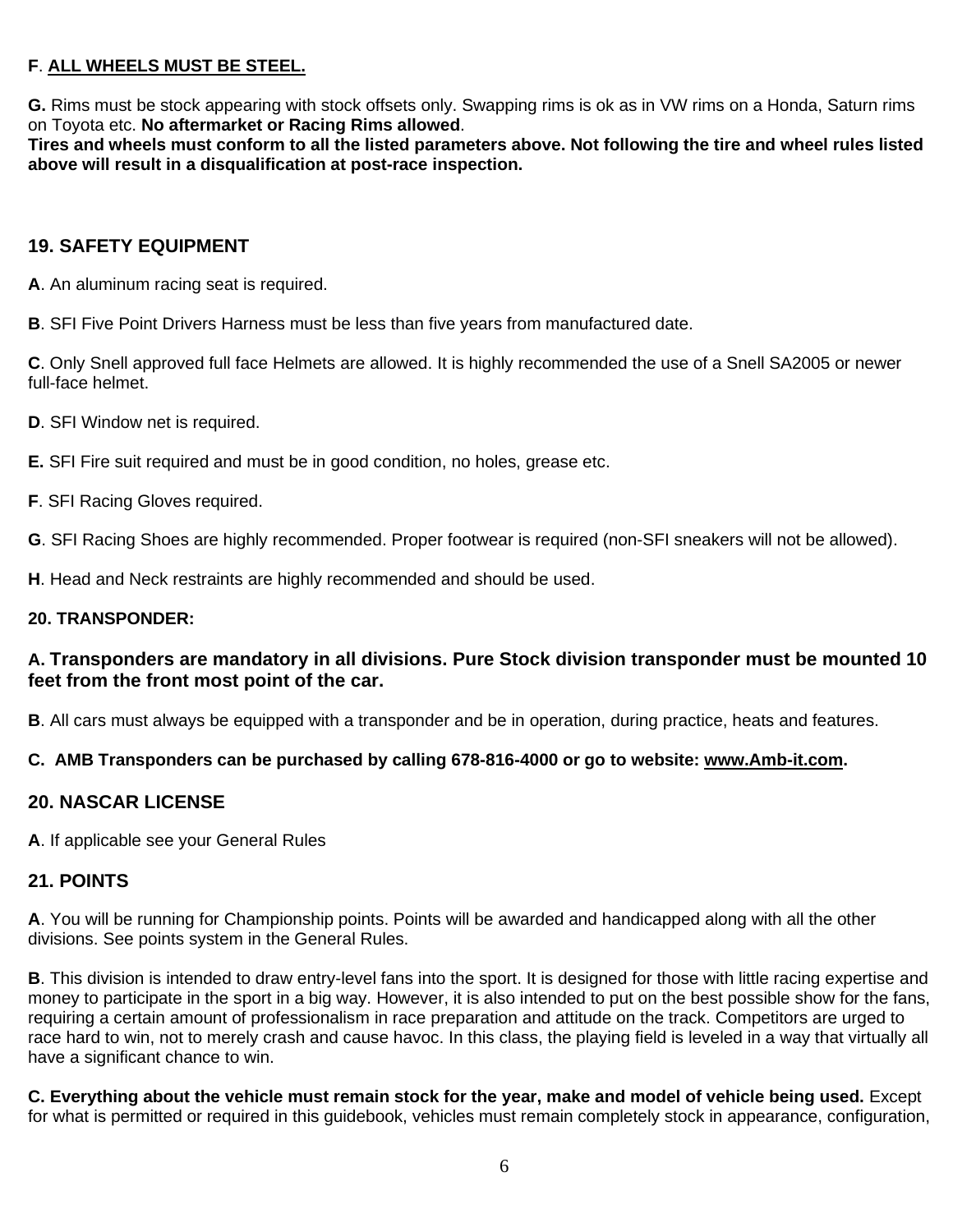**F**. **ALL WHEELS MUST BE STEEL.**

**G.** Rims must be stock appearing with stock offsets only. Swapping rims is ok as in VW rims on a Honda, Saturn rims on Toyota etc. **No aftermarket or Racing Rims allowed**.
**Tires and wheels must conform to all the listed parameters above. Not following the tire and wheel rules listed above will result in a disqualification at post-race inspection.**

## 19. SAFETY EQUIPMENT

**A**. An aluminum racing seat is required.

**B**. SFI Five Point Drivers Harness must be less than five years from manufactured date.

**C**. Only Snell approved full face Helmets are allowed. It is highly recommended the use of a Snell SA2005 or newer full-face helmet.

**D**. SFI Window net is required.

**E.** SFI Fire suit required and must be in good condition, no holes, grease etc.

**F**. SFI Racing Gloves required.

**G**. SFI Racing Shoes are highly recommended. Proper footwear is required (non-SFI sneakers will not be allowed).

**H**. Head and Neck restraints are highly recommended and should be used.

**20. TRANSPONDER:**

**A. Transponders are mandatory in all divisions. Pure Stock division transponder must be mounted 10 feet from the front most point of the car.**

**B**. All cars must always be equipped with a transponder and be in operation, during practice, heats and features.

**C. AMB Transponders can be purchased by calling 678-816-4000 or go to website: www.Amb-it.com.**

## 20. NASCAR LICENSE

**A**. If applicable see your General Rules

## 21. POINTS

**A**. You will be running for Championship points. Points will be awarded and handicapped along with all the other divisions. See points system in the General Rules.

**B**. This division is intended to draw entry-level fans into the sport. It is designed for those with little racing expertise and money to participate in the sport in a big way. However, it is also intended to put on the best possible show for the fans, requiring a certain amount of professionalism in race preparation and attitude on the track. Competitors are urged to race hard to win, not to merely crash and cause havoc. In this class, the playing field is leveled in a way that virtually all have a significant chance to win.

**C. Everything about the vehicle must remain stock for the year, make and model of vehicle being used.** Except for what is permitted or required in this guidebook, vehicles must remain completely stock in appearance, configuration,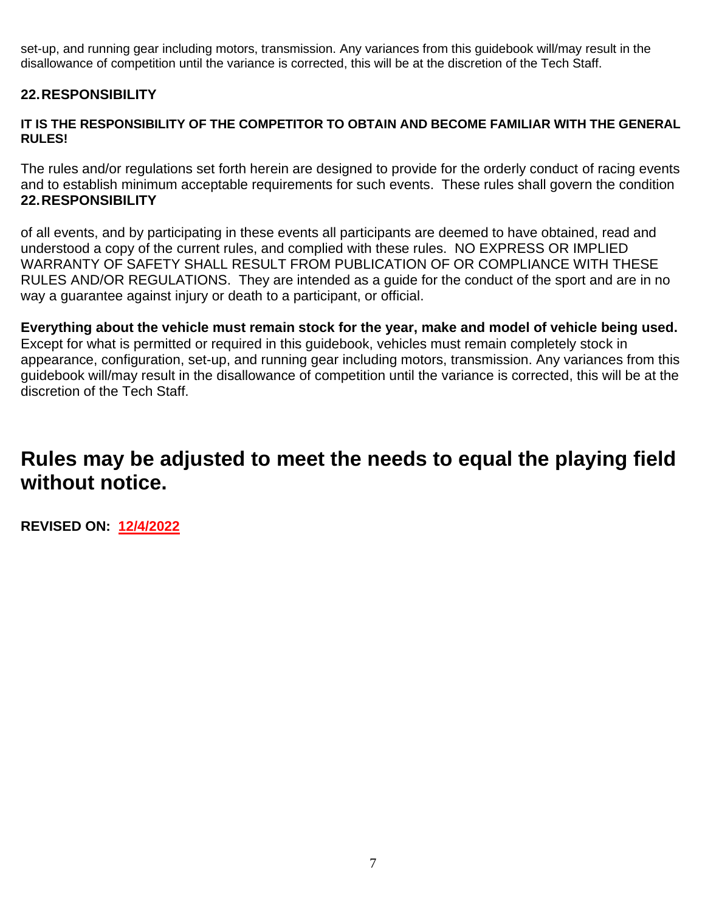set-up, and running gear including motors, transmission. Any variances from this guidebook will/may result in the disallowance of competition until the variance is corrected, this will be at the discretion of the Tech Staff.

## 22. RESPONSIBILITY

**IT IS THE RESPONSIBILITY OF THE COMPETITOR TO OBTAIN AND BECOME FAMILIAR WITH THE GENERAL RULES!**

The rules and/or regulations set forth herein are designed to provide for the orderly conduct of racing events and to establish minimum acceptable requirements for such events. These rules shall govern the condition

## 22. RESPONSIBILITY

of all events, and by participating in these events all participants are deemed to have obtained, read and understood a copy of the current rules, and complied with these rules. NO EXPRESS OR IMPLIED WARRANTY OF SAFETY SHALL RESULT FROM PUBLICATION OF OR COMPLIANCE WITH THESE RULES AND/OR REGULATIONS. They are intended as a guide for the conduct of the sport and are in no way a guarantee against injury or death to a participant, or official.

**Everything about the vehicle must remain stock for the year, make and model of vehicle being used.** Except for what is permitted or required in this guidebook, vehicles must remain completely stock in appearance, configuration, set-up, and running gear including motors, transmission. Any variances from this guidebook will/may result in the disallowance of competition until the variance is corrected, this will be at the discretion of the Tech Staff.

# Rules may be adjusted to meet the needs to equal the playing field without notice.

**REVISED ON: 12/4/2022**